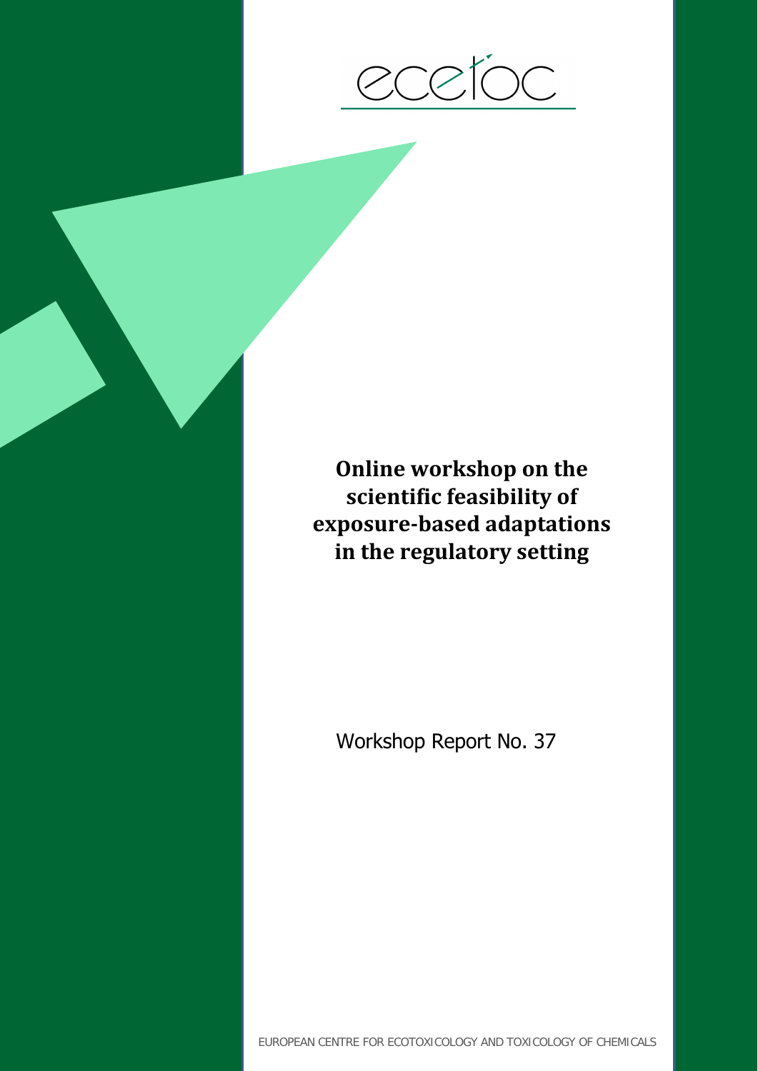ecetoc

# Online workshop on the scientific feasibility of exposure-based adaptations in the regulatory setting

Workshop Report No. 37

EUROPEAN CENTRE FOR ECOTOXICOLOGY AND TOXICOLOGY OF CHEMICALS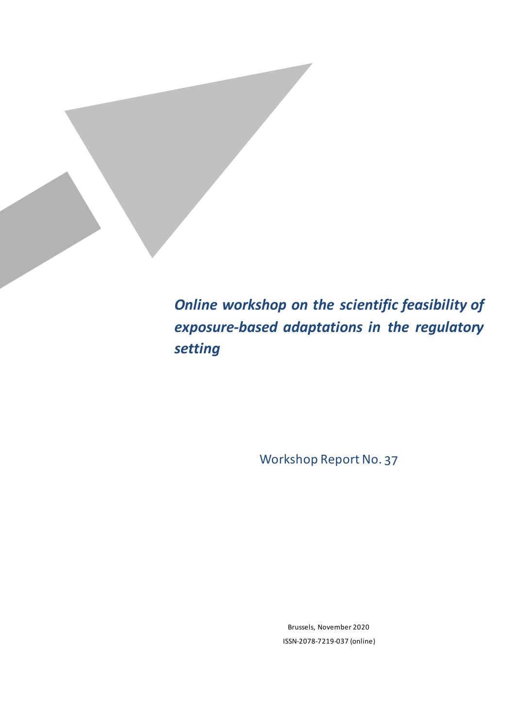*Online workshop on the scientific feasibility of exposure-based adaptations in the regulatory setting*

Workshop Report No. 37

Brussels, November 2020

ISSN-2078-7219-037 (online)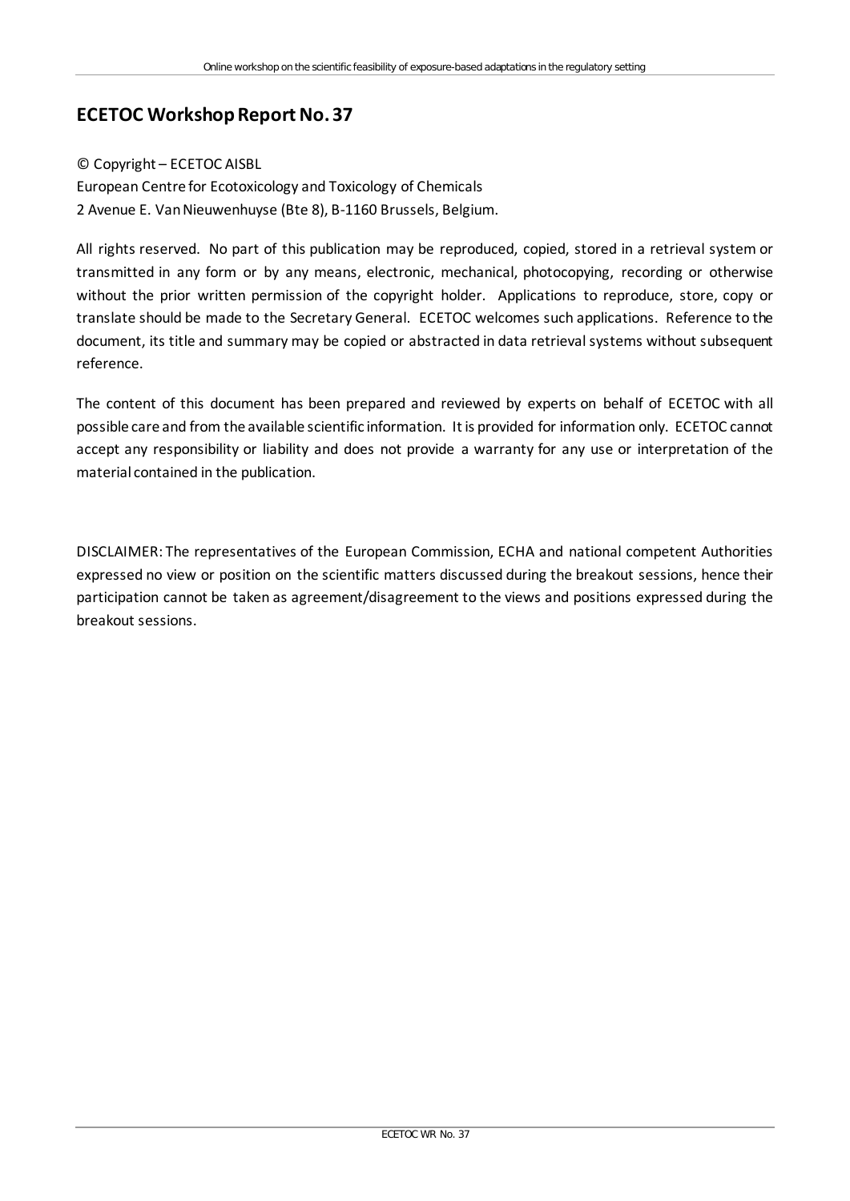## ECETOC Workshop Report No. 37

© Copyright – ECETOC AISBL
European Centre for Ecotoxicology and Toxicology of Chemicals
2 Avenue E. Van Nieuwenhuyse (Bte 8), B-1160 Brussels, Belgium.

All rights reserved. No part of this publication may be reproduced, copied, stored in a retrieval system or transmitted in any form or by any means, electronic, mechanical, photocopying, recording or otherwise without the prior written permission of the copyright holder. Applications to reproduce, store, copy or translate should be made to the Secretary General. ECETOC welcomes such applications. Reference to the document, its title and summary may be copied or abstracted in data retrieval systems without subsequent reference.

The content of this document has been prepared and reviewed by experts on behalf of ECETOC with all possible care and from the available scientific information. It is provided for information only. ECETOC cannot accept any responsibility or liability and does not provide a warranty for any use or interpretation of the material contained in the publication.

DISCLAIMER: The representatives of the European Commission, ECHA and national competent Authorities expressed no view or position on the scientific matters discussed during the breakout sessions, hence their participation cannot be taken as agreement/disagreement to the views and positions expressed during the breakout sessions.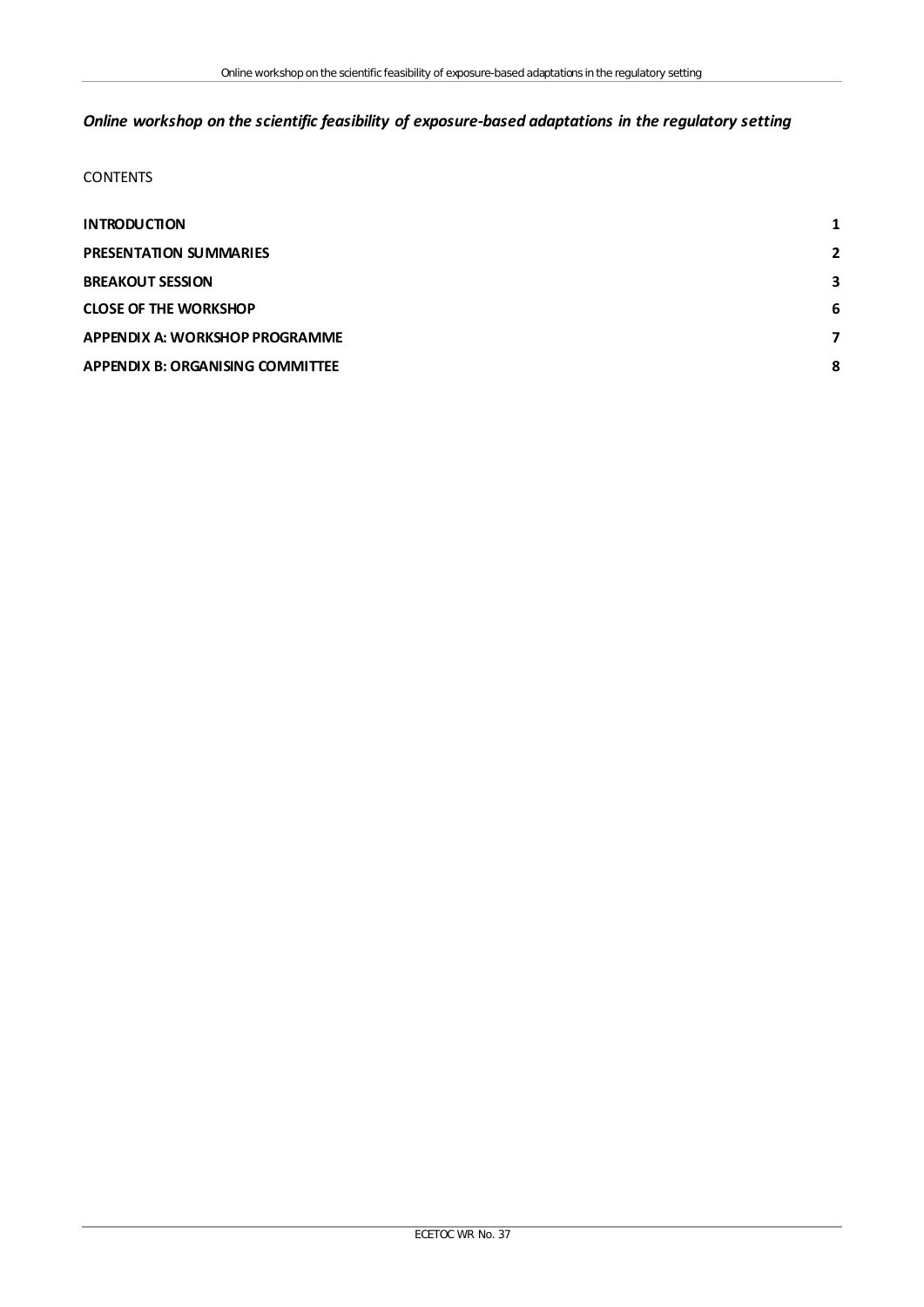*Online workshop on the scientific feasibility of exposure-based adaptations in the regulatory setting*

CONTENTS

| | |
|---|---|
| **INTRODUCTION** | **1** |
| **PRESENTATION SUMMARIES** | **2** |
| **BREAKOUT SESSION** | **3** |
| **CLOSE OF THE WORKSHOP** | **6** |
| **APPENDIX A: WORKSHOP PROGRAMME** | **7** |
| **APPENDIX B: ORGANISING COMMITTEE** | **8** |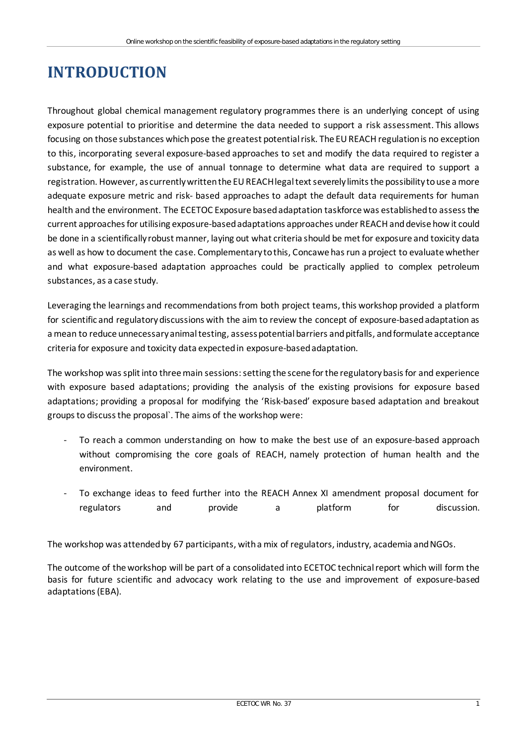# INTRODUCTION

Throughout global chemical management regulatory programmes there is an underlying concept of using exposure potential to prioritise and determine the data needed to support a risk assessment. This allows focusing on those substances which pose the greatest potential risk. The EU REACH regulation is no exception to this, incorporating several exposure-based approaches to set and modify the data required to register a substance, for example, the use of annual tonnage to determine what data are required to support a registration. However, as currently written the EU REACH legal text severely limits the possibility to use a more adequate exposure metric and risk- based approaches to adapt the default data requirements for human health and the environment. The ECETOC Exposure based adaptation taskforce was established to assess the current approaches for utilising exposure-based adaptations approaches under REACH and devise how it could be done in a scientifically robust manner, laying out what criteria should be met for exposure and toxicity data as well as how to document the case. Complementary to this, Concawe has run a project to evaluate whether and what exposure-based adaptation approaches could be practically applied to complex petroleum substances, as a case study.

Leveraging the learnings and recommendations from both project teams, this workshop provided a platform for scientific and regulatory discussions with the aim to review the concept of exposure-based adaptation as a mean to reduce unnecessary animal testing, assess potential barriers and pitfalls, and formulate acceptance criteria for exposure and toxicity data expected in exposure-based adaptation.

The workshop was split into three main sessions: setting the scene for the regulatory basis for and experience with exposure based adaptations; providing the analysis of the existing provisions for exposure based adaptations; providing a proposal for modifying the 'Risk-based' exposure based adaptation and breakout groups to discuss the proposal`. The aims of the workshop were:

- To reach a common understanding on how to make the best use of an exposure-based approach without compromising the core goals of REACH, namely protection of human health and the environment.
- To exchange ideas to feed further into the REACH Annex XI amendment proposal document for regulators and provide a platform for discussion.

The workshop was attended by 67 participants, with a mix of regulators, industry, academia and NGOs.

The outcome of the workshop will be part of a consolidated into ECETOC technical report which will form the basis for future scientific and advocacy work relating to the use and improvement of exposure-based adaptations (EBA).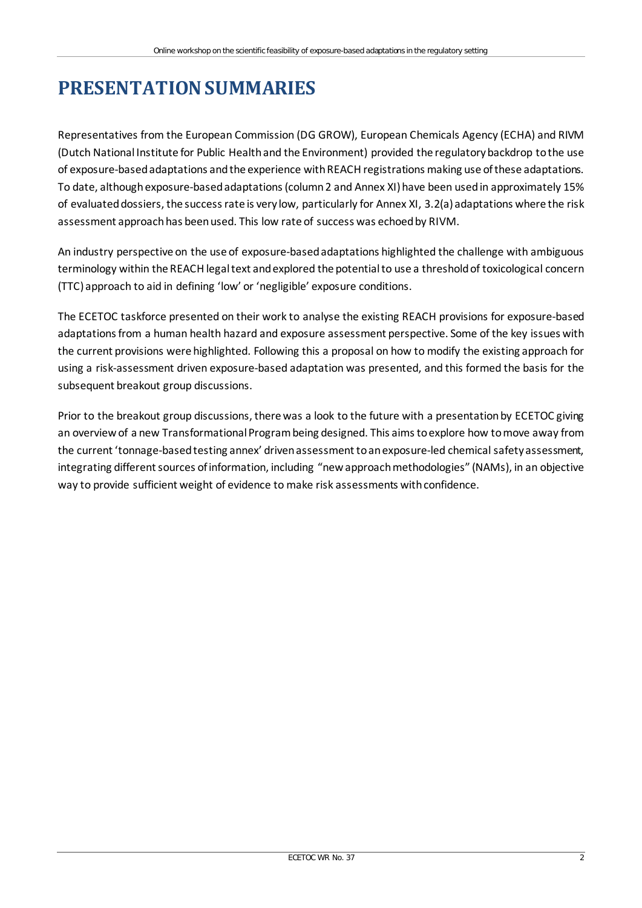# PRESENTATION SUMMARIES

Representatives from the European Commission (DG GROW), European Chemicals Agency (ECHA) and RIVM (Dutch National Institute for Public Health and the Environment) provided the regulatory backdrop to the use of exposure-based adaptations and the experience with REACH registrations making use of these adaptations. To date, although exposure-based adaptations (column 2 and Annex XI) have been used in approximately 15% of evaluated dossiers, the success rate is very low, particularly for Annex XI, 3.2(a) adaptations where the risk assessment approach has been used. This low rate of success was echoed by RIVM.

An industry perspective on the use of exposure-based adaptations highlighted the challenge with ambiguous terminology within the REACH legal text and explored the potential to use a threshold of toxicological concern (TTC) approach to aid in defining 'low' or 'negligible' exposure conditions.

The ECETOC taskforce presented on their work to analyse the existing REACH provisions for exposure-based adaptations from a human health hazard and exposure assessment perspective. Some of the key issues with the current provisions were highlighted. Following this a proposal on how to modify the existing approach for using a risk-assessment driven exposure-based adaptation was presented, and this formed the basis for the subsequent breakout group discussions.

Prior to the breakout group discussions, there was a look to the future with a presentation by ECETOC giving an overview of a new Transformational Program being designed. This aims to explore how to move away from the current 'tonnage-based testing annex' driven assessment to an exposure-led chemical safety assessment, integrating different sources of information, including "new approach methodologies" (NAMs), in an objective way to provide sufficient weight of evidence to make risk assessments with confidence.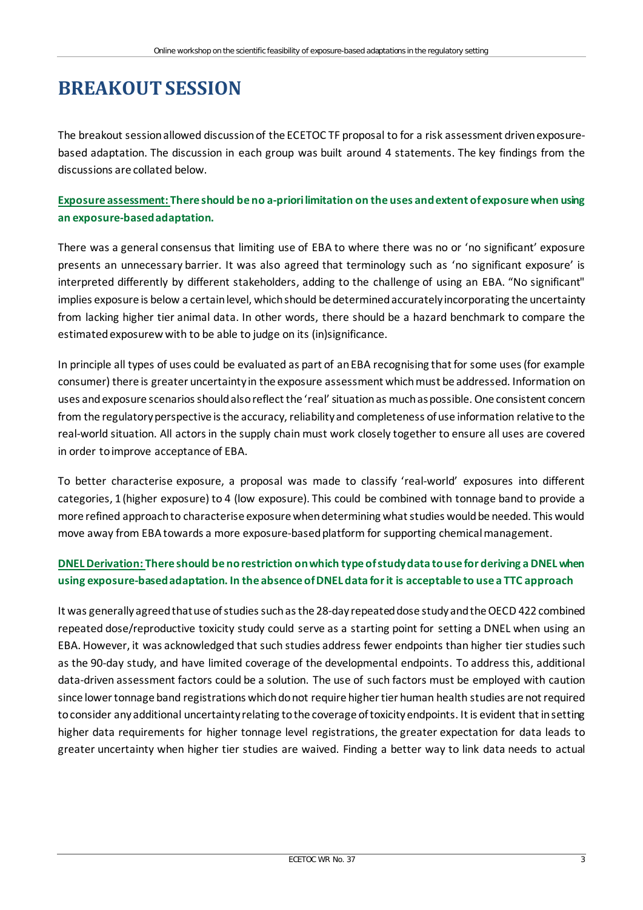# BREAKOUT SESSION

The breakout session allowed discussion of the ECETOC TF proposal to for a risk assessment driven exposure-based adaptation. The discussion in each group was built around 4 statements. The key findings from the discussions are collated below.

**Exposure assessment: There should be no a-priori limitation on the uses and extent of exposure when using an exposure-based adaptation.**

There was a general consensus that limiting use of EBA to where there was no or 'no significant' exposure presents an unnecessary barrier. It was also agreed that terminology such as 'no significant exposure' is interpreted differently by different stakeholders, adding to the challenge of using an EBA. "No significant" implies exposure is below a certain level, which should be determined accurately incorporating the uncertainty from lacking higher tier animal data. In other words, there should be a hazard benchmark to compare the estimated exposurew with to be able to judge on its (in)significance.

In principle all types of uses could be evaluated as part of an EBA recognising that for some uses (for example consumer) there is greater uncertainty in the exposure assessment which must be addressed. Information on uses and exposure scenarios should also reflect the 'real' situation as much as possible. One consistent concern from the regulatory perspective is the accuracy, reliability and completeness of use information relative to the real-world situation. All actors in the supply chain must work closely together to ensure all uses are covered in order to improve acceptance of EBA.

To better characterise exposure, a proposal was made to classify 'real-world' exposures into different categories, 1 (higher exposure) to 4 (low exposure). This could be combined with tonnage band to provide a more refined approach to characterise exposure when determining what studies would be needed. This would move away from EBA towards a more exposure-based platform for supporting chemical management.

**DNEL Derivation: There should be no restriction on which type of study data to use for deriving a DNEL when using exposure-based adaptation. In the absence of DNEL data for it is acceptable to use a TTC approach**

It was generally agreed that use of studies such as the 28-day repeated dose study and the OECD 422 combined repeated dose/reproductive toxicity study could serve as a starting point for setting a DNEL when using an EBA. However, it was acknowledged that such studies address fewer endpoints than higher tier studies such as the 90-day study, and have limited coverage of the developmental endpoints. To address this, additional data-driven assessment factors could be a solution. The use of such factors must be employed with caution since lower tonnage band registrations which do not require higher tier human health studies are not required to consider any additional uncertainty relating to the coverage of toxicity endpoints. It is evident that in setting higher data requirements for higher tonnage level registrations, the greater expectation for data leads to greater uncertainty when higher tier studies are waived. Finding a better way to link data needs to actual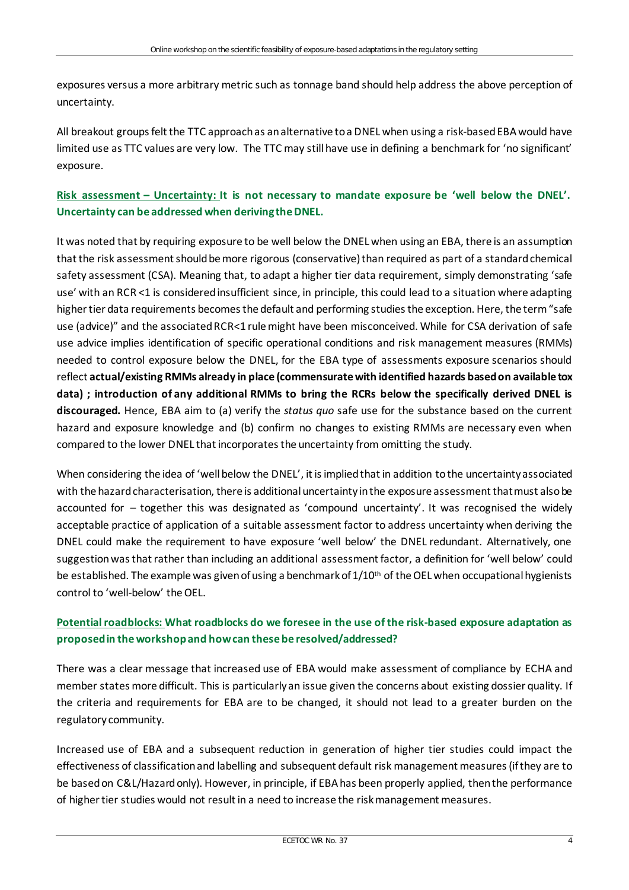exposures versus a more arbitrary metric such as tonnage band should help address the above perception of uncertainty.

All breakout groups felt the TTC approach as an alternative to a DNEL when using a risk-based EBA would have limited use as TTC values are very low. The TTC may still have use in defining a benchmark for 'no significant' exposure.

**Risk assessment – Uncertainty: It is not necessary to mandate exposure be 'well below the DNEL'. Uncertainty can be addressed when deriving the DNEL.**

It was noted that by requiring exposure to be well below the DNEL when using an EBA, there is an assumption that the risk assessment should be more rigorous (conservative) than required as part of a standard chemical safety assessment (CSA). Meaning that, to adapt a higher tier data requirement, simply demonstrating 'safe use' with an RCR <1 is considered insufficient since, in principle, this could lead to a situation where adapting higher tier data requirements becomes the default and performing studies the exception. Here, the term "safe use (advice)" and the associated RCR<1 rule might have been misconceived. While for CSA derivation of safe use advice implies identification of specific operational conditions and risk management measures (RMMs) needed to control exposure below the DNEL, for the EBA type of assessments exposure scenarios should reflect **actual/existing RMMs already in place (commensurate with identified hazards based on available tox data) ; introduction of any additional RMMs to bring the RCRs below the specifically derived DNEL is discouraged.** Hence, EBA aim to (a) verify the *status quo* safe use for the substance based on the current hazard and exposure knowledge and (b) confirm no changes to existing RMMs are necessary even when compared to the lower DNEL that incorporates the uncertainty from omitting the study.

When considering the idea of 'well below the DNEL', it is implied that in addition to the uncertainty associated with the hazard characterisation, there is additional uncertainty in the exposure assessment that must also be accounted for – together this was designated as 'compound uncertainty'. It was recognised the widely acceptable practice of application of a suitable assessment factor to address uncertainty when deriving the DNEL could make the requirement to have exposure 'well below' the DNEL redundant. Alternatively, one suggestion was that rather than including an additional assessment factor, a definition for 'well below' could be established. The example was given of using a benchmark of 1/10$^{th}$ of the OEL when occupational hygienists control to 'well-below' the OEL.

**Potential roadblocks: What roadblocks do we foresee in the use of the risk-based exposure adaptation as proposed in the workshop and how can these be resolved/addressed?**

There was a clear message that increased use of EBA would make assessment of compliance by ECHA and member states more difficult. This is particularly an issue given the concerns about existing dossier quality. If the criteria and requirements for EBA are to be changed, it should not lead to a greater burden on the regulatory community.

Increased use of EBA and a subsequent reduction in generation of higher tier studies could impact the effectiveness of classification and labelling and subsequent default risk management measures (if they are to be based on C&L/Hazard only). However, in principle, if EBA has been properly applied, then the performance of higher tier studies would not result in a need to increase the risk management measures.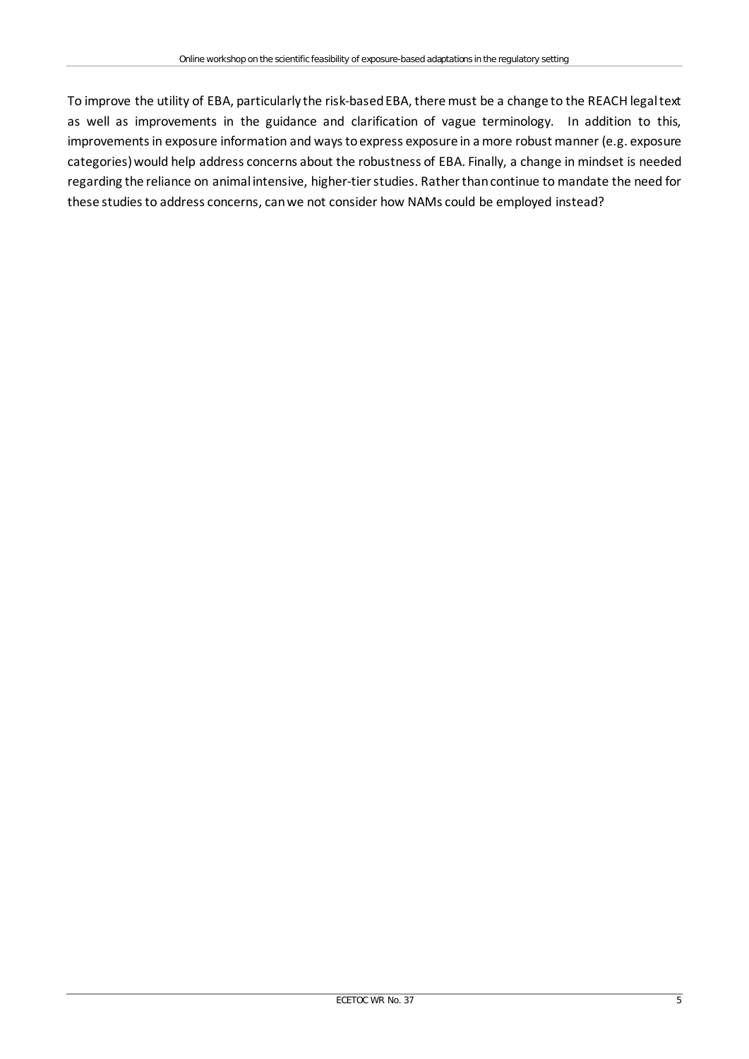To improve the utility of EBA, particularly the risk-based EBA, there must be a change to the REACH legal text as well as improvements in the guidance and clarification of vague terminology. In addition to this, improvements in exposure information and ways to express exposure in a more robust manner (e.g. exposure categories) would help address concerns about the robustness of EBA. Finally, a change in mindset is needed regarding the reliance on animal intensive, higher-tier studies. Rather than continue to mandate the need for these studies to address concerns, can we not consider how NAMs could be employed instead?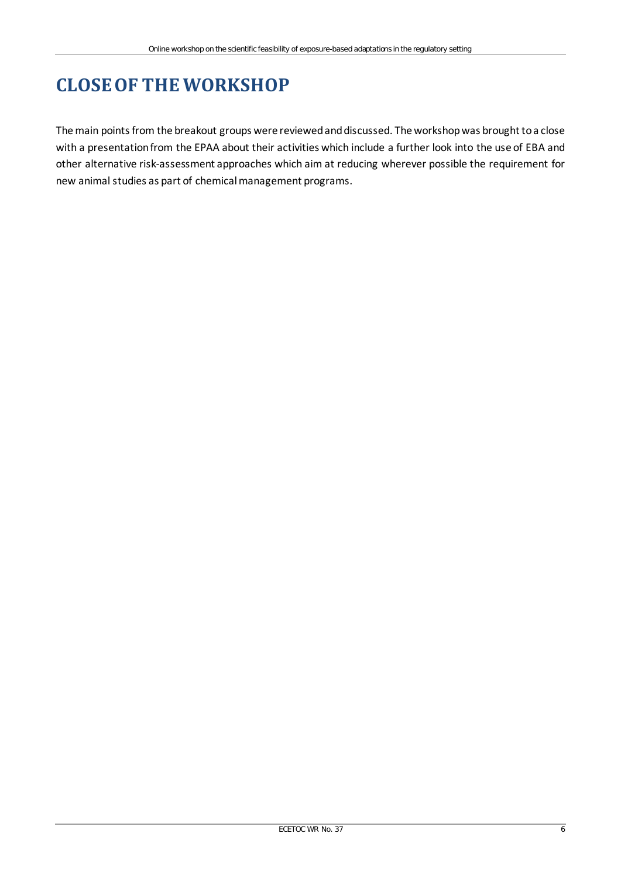# CLOSE OF THE WORKSHOP

The main points from the breakout groups were reviewed and discussed. The workshop was brought to a close with a presentation from the EPAA about their activities which include a further look into the use of EBA and other alternative risk-assessment approaches which aim at reducing wherever possible the requirement for new animal studies as part of chemical management programs.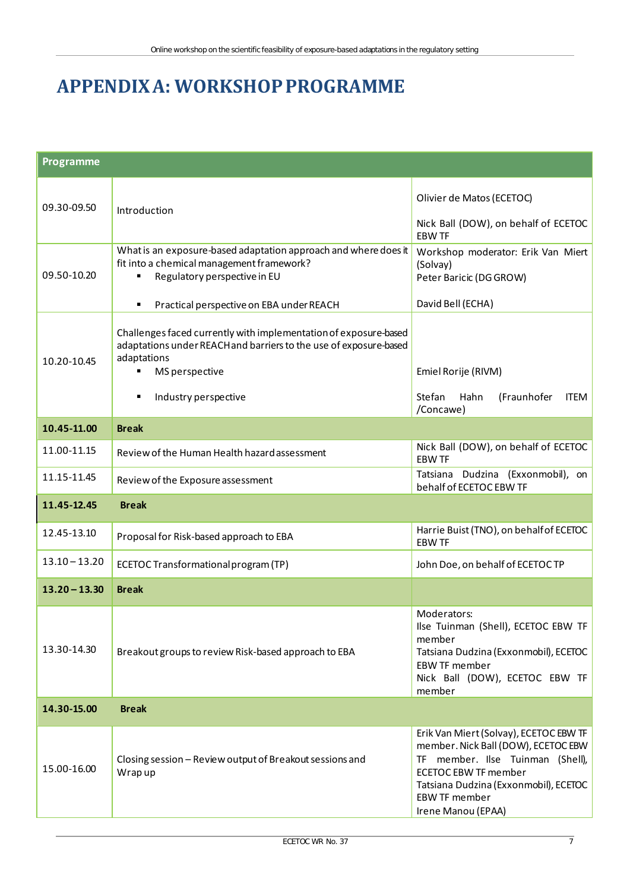# APPENDIX A: WORKSHOP PROGRAMME

| Programme | | |
|---|---|---|
| 09.30-09.50 | Introduction | Olivier de Matos (ECETOC)<br><br>Nick Ball (DOW), on behalf of ECETOC EBW TF |
| 09.50-10.20 | What is an exposure-based adaptation approach and where does it fit into a chemical management framework?<br>▪ Regulatory perspective in EU<br><br>▪ Practical perspective on EBA under REACH | Workshop moderator: Erik Van Miert (Solvay)<br>Peter Baricic (DG GROW)<br><br>David Bell (ECHA) |
| 10.20-10.45 | Challenges faced currently with implementation of exposure-based adaptations under REACH and barriers to the use of exposure-based adaptations<br>▪ MS perspective<br><br>▪ Industry perspective | Emiel Rorije (RIVM)<br><br>Stefan Hahn (Fraunhofer ITEM /Concawe) |
| **10.45-11.00** | **Break** | |
| 11.00-11.15 | Review of the Human Health hazard assessment | Nick Ball (DOW), on behalf of ECETOC EBW TF |
| 11.15-11.45 | Review of the Exposure assessment | Tatsiana Dudzina (Exxonmobil), on behalf of ECETOC EBW TF |
| **11.45-12.45** | **Break** | |
| 12.45-13.10 | Proposal for Risk-based approach to EBA | Harrie Buist (TNO), on behalf of ECETOC EBW TF |
| 13.10 – 13.20 | ECETOC Transformational program (TP) | John Doe, on behalf of ECETOC TP |
| **13.20 – 13.30** | **Break** | |
| 13.30-14.30 | Breakout groups to review Risk-based approach to EBA | Moderators:<br>Ilse Tuinman (Shell), ECETOC EBW TF member<br>Tatsiana Dudzina (Exxonmobil), ECETOC EBW TF member<br>Nick Ball (DOW), ECETOC EBW TF member |
| **14.30-15.00** | **Break** | |
| 15.00-16.00 | Closing session – Review output of Breakout sessions and Wrap up | Erik Van Miert (Solvay), ECETOC EBW TF member. Nick Ball (DOW), ECETOC EBW TF member. Ilse Tuinman (Shell), ECETOC EBW TF member<br>Tatsiana Dudzina (Exxonmobil), ECETOC EBW TF member<br>Irene Manou (EPAA) |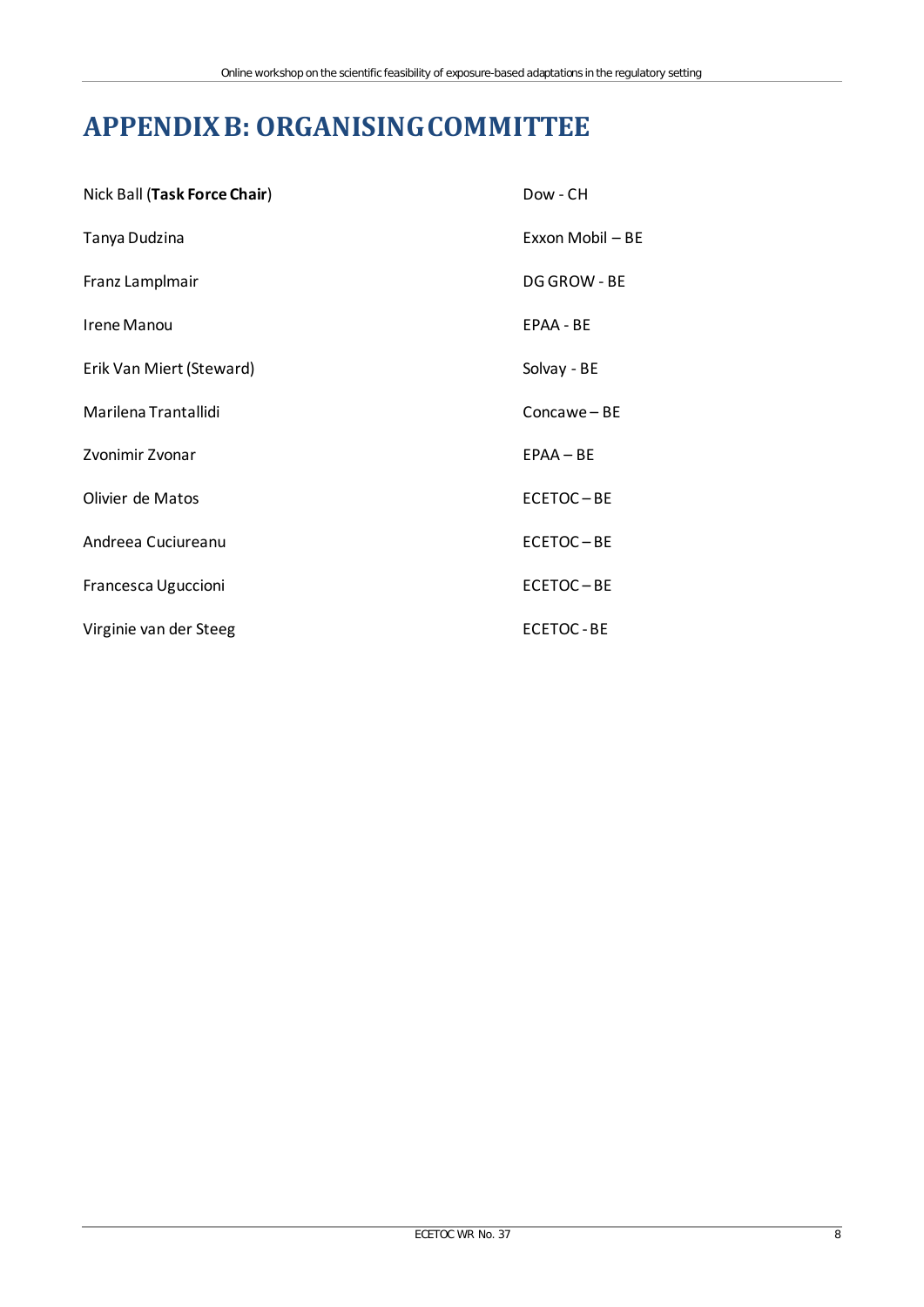# APPENDIX B: ORGANISING COMMITTEE

| | |
|---|---|
| Nick Ball (**Task Force Chair**) | Dow - CH |
| Tanya Dudzina | Exxon Mobil – BE |
| Franz Lamplmair | DG GROW - BE |
| Irene Manou | EPAA - BE |
| Erik Van Miert (Steward) | Solvay - BE |
| Marilena Trantallidi | Concawe – BE |
| Zvonimir Zvonar | EPAA – BE |
| Olivier de Matos | ECETOC – BE |
| Andreea Cuciureanu | ECETOC – BE |
| Francesca Uguccioni | ECETOC – BE |
| Virginie van der Steeg | ECETOC - BE |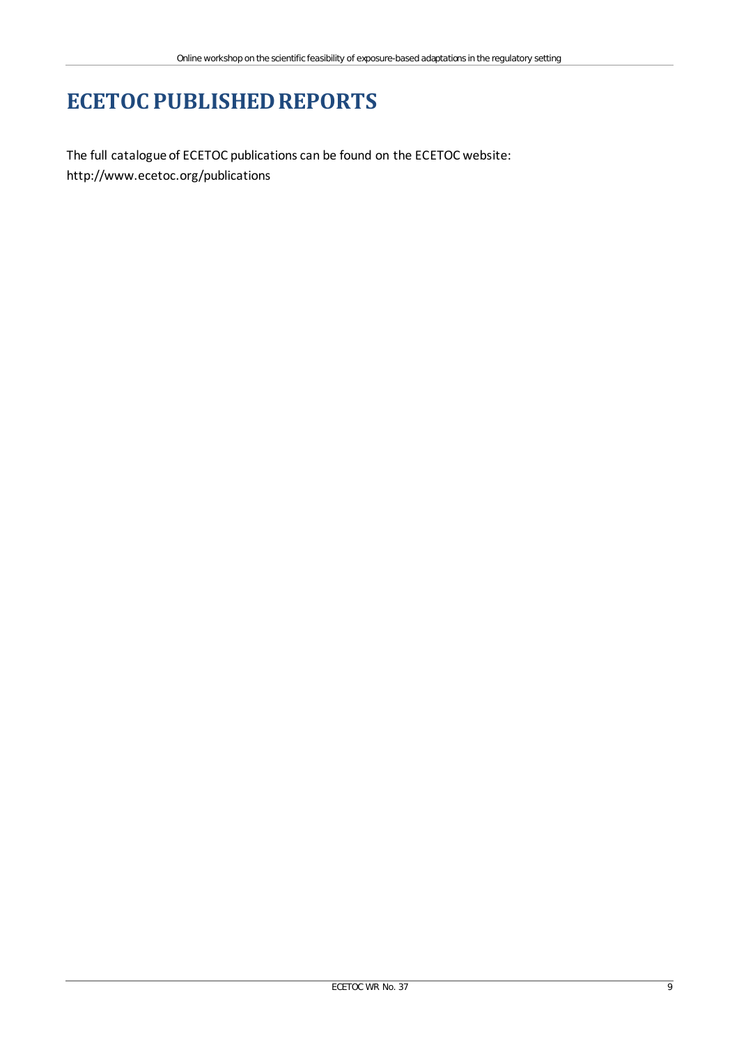# ECETOC PUBLISHED REPORTS

The full catalogue of ECETOC publications can be found on the ECETOC website: http://www.ecetoc.org/publications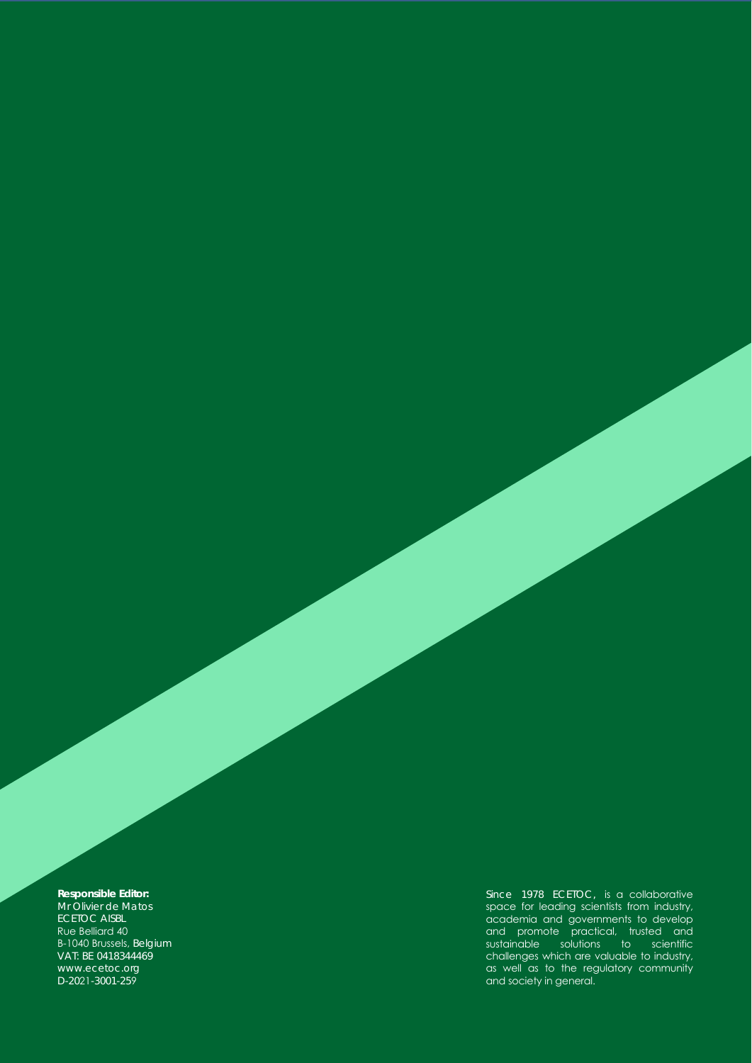**Responsible Editor:**
Mr Olivier de Matos
ECETOC AISBL
Rue Belliard 40
B-1040 Brussels, Belgium
VAT: BE 0418344469
www.ecetoc.org
D-2021-3001-259

Since 1978 ECETOC, is a collaborative space for leading scientists from industry, academia and governments to develop and promote practical, trusted and sustainable solutions to scientific challenges which are valuable to industry, as well as to the regulatory community and society in general.